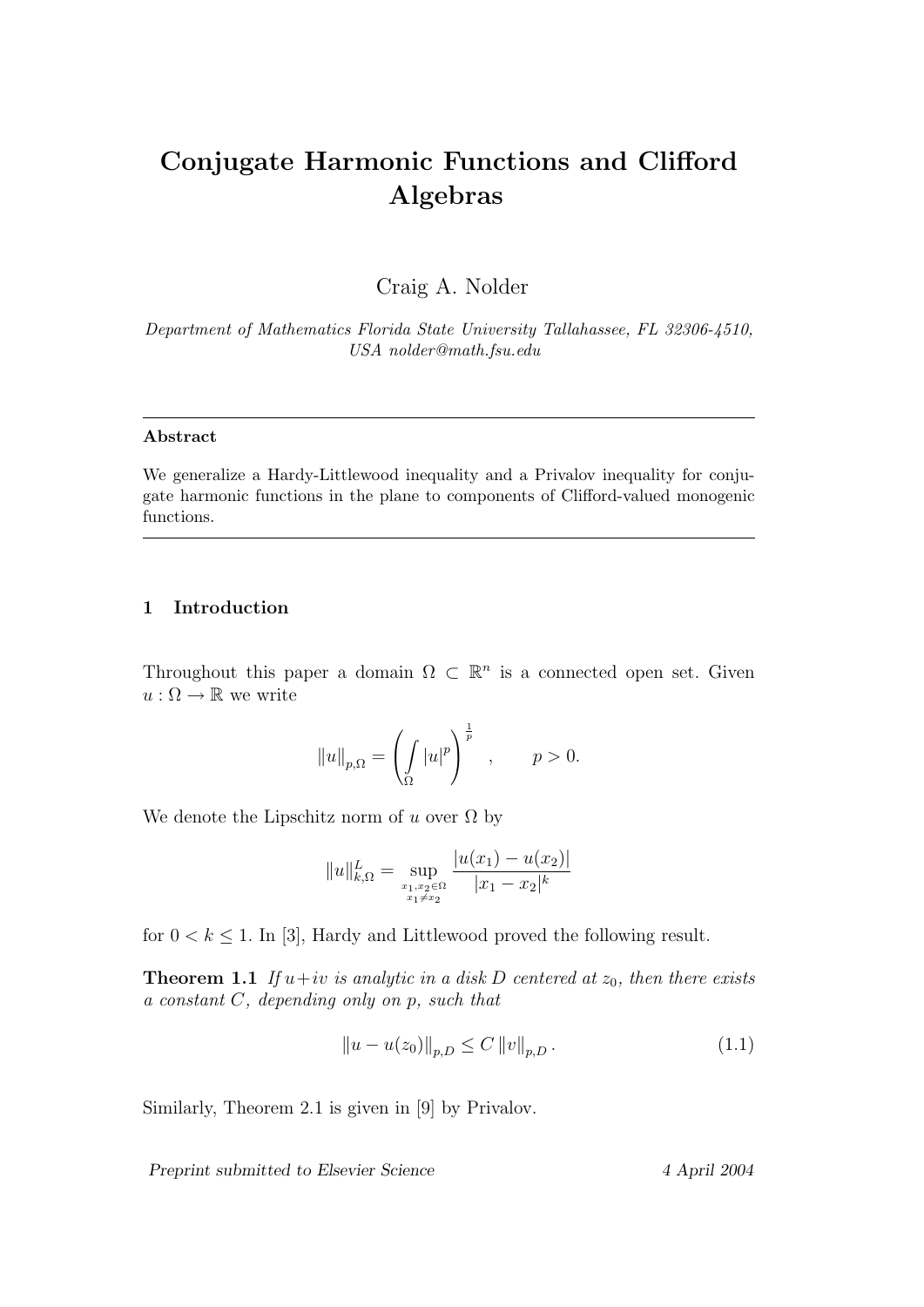# Conjugate Harmonic Functions and Clifford Algebras

Craig A. Nolder

*Department of Mathematics Florida State University Tallahassee, FL 32306-4510, USA nolder@math.fsu.edu*

---

**Abstract**

We generalize a Hardy-Littlewood inequality and a Privalov inequality for conjugate harmonic functions in the plane to components of Clifford-valued monogenic functions.

---

## 1 Introduction

Throughout this paper a domain $\Omega \subset \mathbb{R}^n$ is a connected open set. Given $u : \Omega \to \mathbb{R}$ we write

$$\|u\|_{p,\Omega} = \left( \int_{\Omega} |u|^p \right)^{\frac{1}{p}} , \qquad p > 0.$$

We denote the Lipschitz norm of $u$ over $\Omega$ by

$$\|u\|^L_{k,\Omega} = \sup_{\substack{x_1, x_2 \in \Omega \\ x_1 \neq x_2}} \frac{|u(x_1) - u(x_2)|}{|x_1 - x_2|^k}$$

for $0 < k \leq 1$. In [3], Hardy and Littlewood proved the following result.

**Theorem 1.1** *If $u + iv$ is analytic in a disk $D$ centered at $z_0$, then there exists a constant $C$, depending only on $p$, such that*

$$\|u - u(z_0)\|_{p,D} \leq C \, \|v\|_{p,D} . \tag{1.1}$$

Similarly, Theorem 2.1 is given in [9] by Privalov.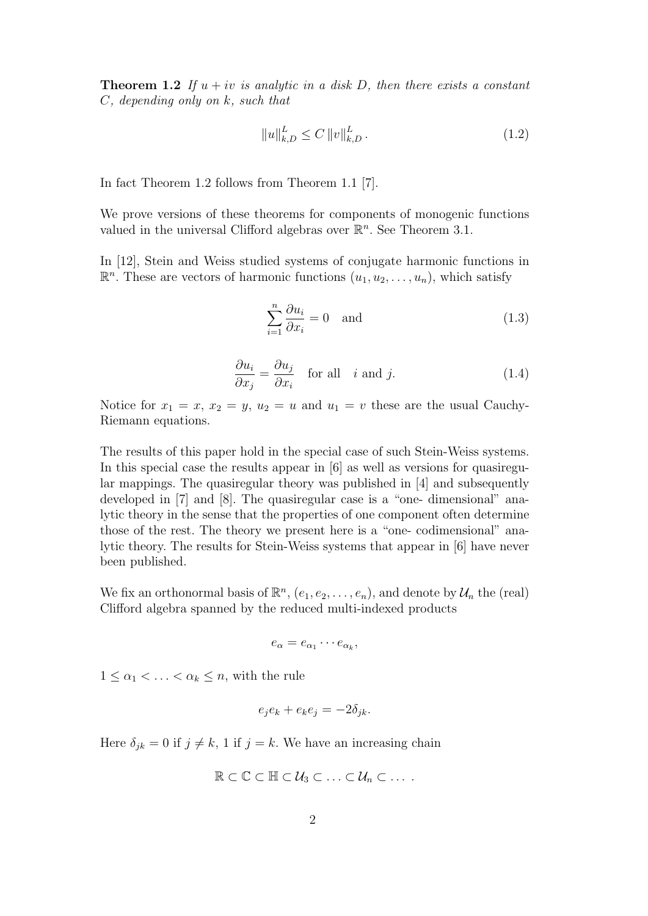**Theorem 1.2** *If $u + iv$ is analytic in a disk $D$, then there exists a constant $C$, depending only on $k$, such that*

$$\|u\|_{k,D}^{L} \leq C \, \|v\|_{k,D}^{L} . \tag{1.2}$$

In fact Theorem 1.2 follows from Theorem 1.1 [7].

We prove versions of these theorems for components of monogenic functions valued in the universal Clifford algebras over $\mathbb{R}^n$. See Theorem 3.1.

In [12], Stein and Weiss studied systems of conjugate harmonic functions in $\mathbb{R}^n$. These are vectors of harmonic functions $(u_1, u_2, \ldots, u_n)$, which satisfy

$$\sum_{i=1}^{n} \frac{\partial u_i}{\partial x_i} = 0 \quad \text{and} \tag{1.3}$$

$$\frac{\partial u_i}{\partial x_j} = \frac{\partial u_j}{\partial x_i} \quad \text{for all} \quad i \text{ and } j. \tag{1.4}$$

Notice for $x_1 = x$, $x_2 = y$, $u_2 = u$ and $u_1 = v$ these are the usual Cauchy-Riemann equations.

The results of this paper hold in the special case of such Stein-Weiss systems. In this special case the results appear in [6] as well as versions for quasiregular mappings. The quasiregular theory was published in [4] and subsequently developed in [7] and [8]. The quasiregular case is a "one- dimensional" analytic theory in the sense that the properties of one component often determine those of the rest. The theory we present here is a "one- codimensional" analytic theory. The results for Stein-Weiss systems that appear in [6] have never been published.

We fix an orthonormal basis of $\mathbb{R}^n$, $(e_1, e_2, \ldots, e_n)$, and denote by $\mathcal{U}_n$ the (real) Clifford algebra spanned by the reduced multi-indexed products

$$e_\alpha = e_{\alpha_1} \cdots e_{\alpha_k},$$

$1 \leq \alpha_1 < \ldots < \alpha_k \leq n$, with the rule

$$e_j e_k + e_k e_j = -2\delta_{jk}.$$

Here $\delta_{jk} = 0$ if $j \neq k$, 1 if $j = k$. We have an increasing chain

$$\mathbb{R} \subset \mathbb{C} \subset \mathbb{H} \subset \mathcal{U}_3 \subset \ldots \subset \mathcal{U}_n \subset \ldots .$$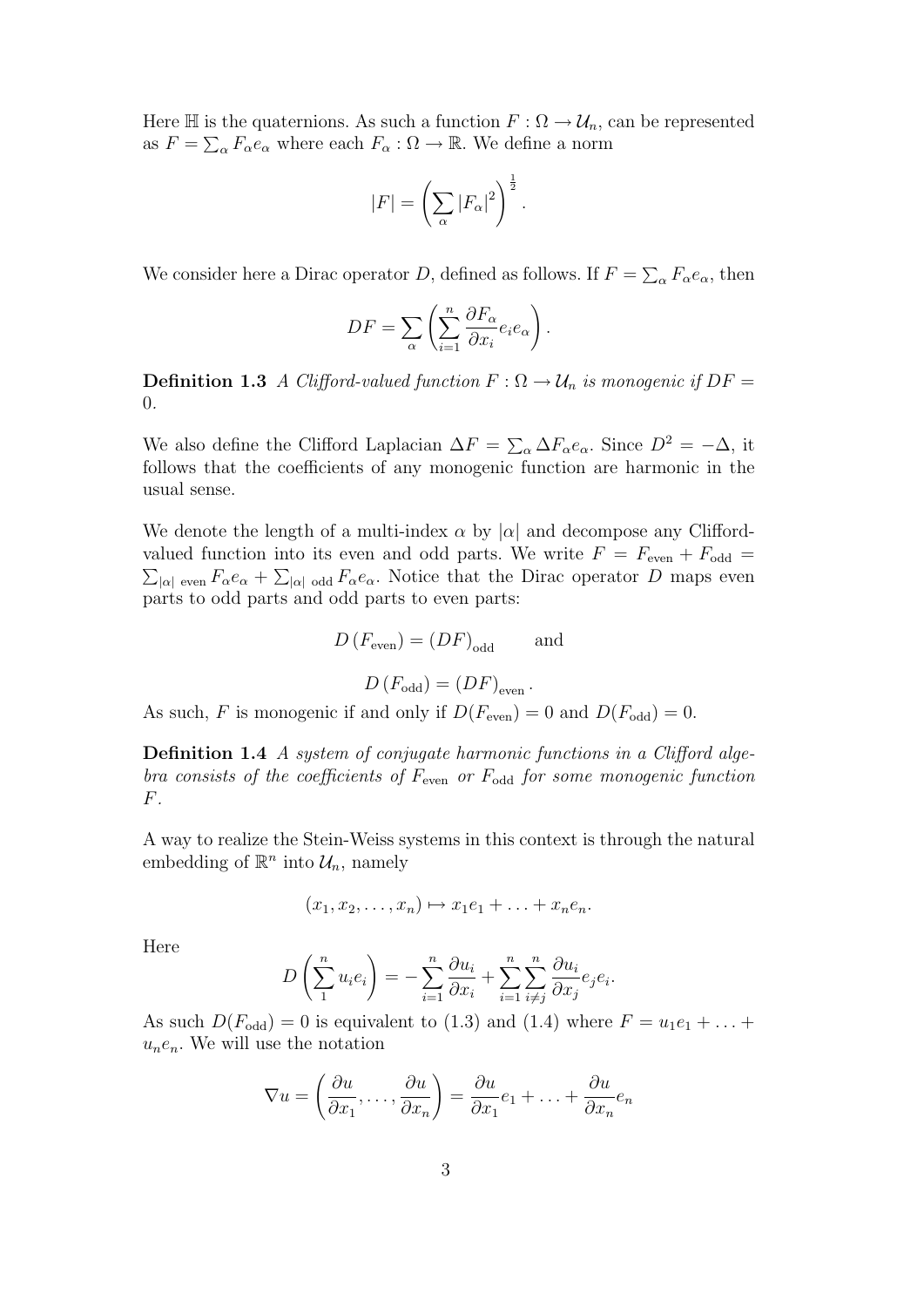Here $\mathbb{H}$ is the quaternions. As such a function $F : \Omega \to \mathcal{U}_n$, can be represented as $F = \sum_\alpha F_\alpha e_\alpha$ where each $F_\alpha : \Omega \to \mathbb{R}$. We define a norm

$$|F| = \left( \sum_\alpha |F_\alpha|^2 \right)^{\frac{1}{2}}.$$

We consider here a Dirac operator $D$, defined as follows. If $F = \sum_\alpha F_\alpha e_\alpha$, then

$$DF = \sum_\alpha \left( \sum_{i=1}^n \frac{\partial F_\alpha}{\partial x_i} e_i e_\alpha \right).$$

**Definition 1.3** *A Clifford-valued function $F : \Omega \to \mathcal{U}_n$ is monogenic if $DF = 0$.*

We also define the Clifford Laplacian $\Delta F = \sum_\alpha \Delta F_\alpha e_\alpha$. Since $D^2 = -\Delta$, it follows that the coefficients of any monogenic function are harmonic in the usual sense.

We denote the length of a multi-index $\alpha$ by $|\alpha|$ and decompose any Clifford-valued function into its even and odd parts. We write $F = F_{\text{even}} + F_{\text{odd}} = \sum_{|\alpha| \text{ even}} F_\alpha e_\alpha + \sum_{|\alpha| \text{ odd}} F_\alpha e_\alpha$. Notice that the Dirac operator $D$ maps even parts to odd parts and odd parts to even parts:

$$D\left(F_{\text{even}}\right) = \left(DF\right)_{\text{odd}} \qquad \text{and}$$

$$D\left(F_{\text{odd}}\right) = \left(DF\right)_{\text{even}}.$$

As such, $F$ is monogenic if and only if $D(F_{\text{even}}) = 0$ and $D(F_{\text{odd}}) = 0$.

**Definition 1.4** *A system of conjugate harmonic functions in a Clifford algebra consists of the coefficients of $F_{\text{even}}$ or $F_{\text{odd}}$ for some monogenic function $F$.*

A way to realize the Stein-Weiss systems in this context is through the natural embedding of $\mathbb{R}^n$ into $\mathcal{U}_n$, namely

$$(x_1, x_2, \ldots, x_n) \mapsto x_1 e_1 + \ldots + x_n e_n.$$

Here

$$D\left( \sum_1^n u_i e_i \right) = -\sum_{i=1}^n \frac{\partial u_i}{\partial x_i} + \sum_{i=1}^n \sum_{i \neq j}^n \frac{\partial u_i}{\partial x_j} e_j e_i.$$

As such $D(F_{\text{odd}}) = 0$ is equivalent to (1.3) and (1.4) where $F = u_1 e_1 + \ldots + u_n e_n$. We will use the notation

$$\nabla u = \left( \frac{\partial u}{\partial x_1}, \ldots, \frac{\partial u}{\partial x_n} \right) = \frac{\partial u}{\partial x_1} e_1 + \ldots + \frac{\partial u}{\partial x_n} e_n$$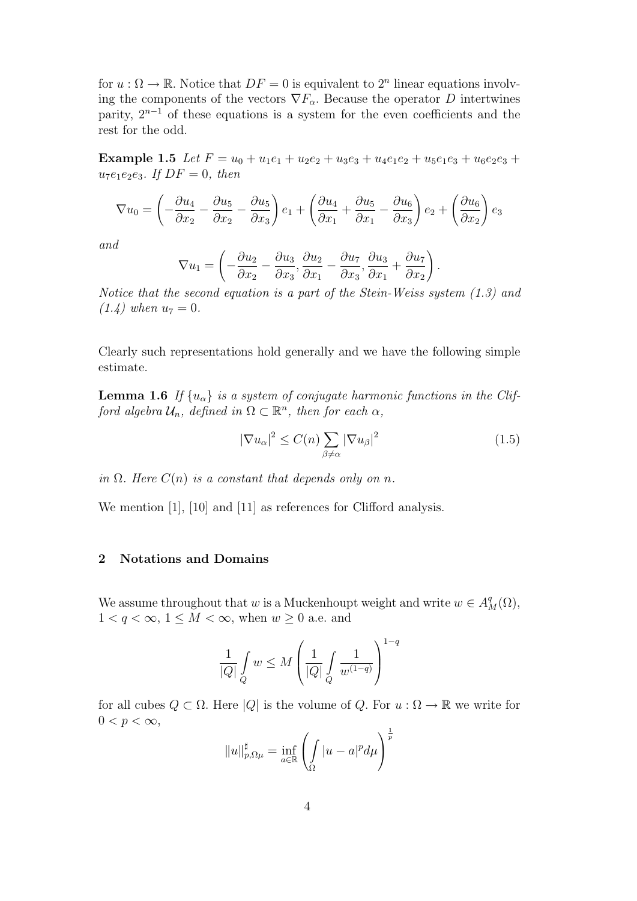for $u : \Omega \to \mathbb{R}$. Notice that $DF = 0$ is equivalent to $2^n$ linear equations involving the components of the vectors $\nabla F_\alpha$. Because the operator $D$ intertwines parity, $2^{n-1}$ of these equations is a system for the even coefficients and the rest for the odd.

**Example 1.5** *Let $F = u_0 + u_1e_1 + u_2e_2 + u_3e_3 + u_4e_1e_2 + u_5e_1e_3 + u_6e_2e_3 + u_7e_1e_2e_3$. If $DF = 0$, then*

$$\nabla u_0 = \left(-\frac{\partial u_4}{\partial x_2} - \frac{\partial u_5}{\partial x_2} - \frac{\partial u_5}{\partial x_3}\right)e_1 + \left(\frac{\partial u_4}{\partial x_1} + \frac{\partial u_5}{\partial x_1} - \frac{\partial u_6}{\partial x_3}\right)e_2 + \left(\frac{\partial u_6}{\partial x_2}\right)e_3$$

*and*

$$\nabla u_1 = \left(-\frac{\partial u_2}{\partial x_2} - \frac{\partial u_3}{\partial x_3}, \frac{\partial u_2}{\partial x_1} - \frac{\partial u_7}{\partial x_3}, \frac{\partial u_3}{\partial x_1} + \frac{\partial u_7}{\partial x_2}\right).$$

*Notice that the second equation is a part of the Stein-Weiss system (1.3) and (1.4) when $u_7 = 0$.*

Clearly such representations hold generally and we have the following simple estimate.

**Lemma 1.6** *If $\{u_\alpha\}$ is a system of conjugate harmonic functions in the Clifford algebra $\mathcal{U}_n$, defined in $\Omega \subset \mathbb{R}^n$, then for each $\alpha$,*

$$|\nabla u_\alpha|^2 \leq C(n) \sum_{\beta \neq \alpha} |\nabla u_\beta|^2 \tag{1.5}$$

*in $\Omega$. Here $C(n)$ is a constant that depends only on $n$.*

We mention [1], [10] and [11] as references for Clifford analysis.

## 2 Notations and Domains

We assume throughout that $w$ is a Muckenhoupt weight and write $w \in A_M^q(\Omega)$, $1 < q < \infty$, $1 \leq M < \infty$, when $w \geq 0$ a.e. and

$$\frac{1}{|Q|}\int_Q w \leq M\left(\frac{1}{|Q|}\int_Q \frac{1}{w^{(1-q)}}\right)^{1-q}$$

for all cubes $Q \subset \Omega$. Here $|Q|$ is the volume of $Q$. For $u : \Omega \to \mathbb{R}$ we write for $0 < p < \infty$,

$$\|u\|^\sharp_{p,\Omega\mu} = \inf_{a\in\mathbb{R}}\left(\int_\Omega |u - a|^p d\mu\right)^{\frac{1}{p}}$$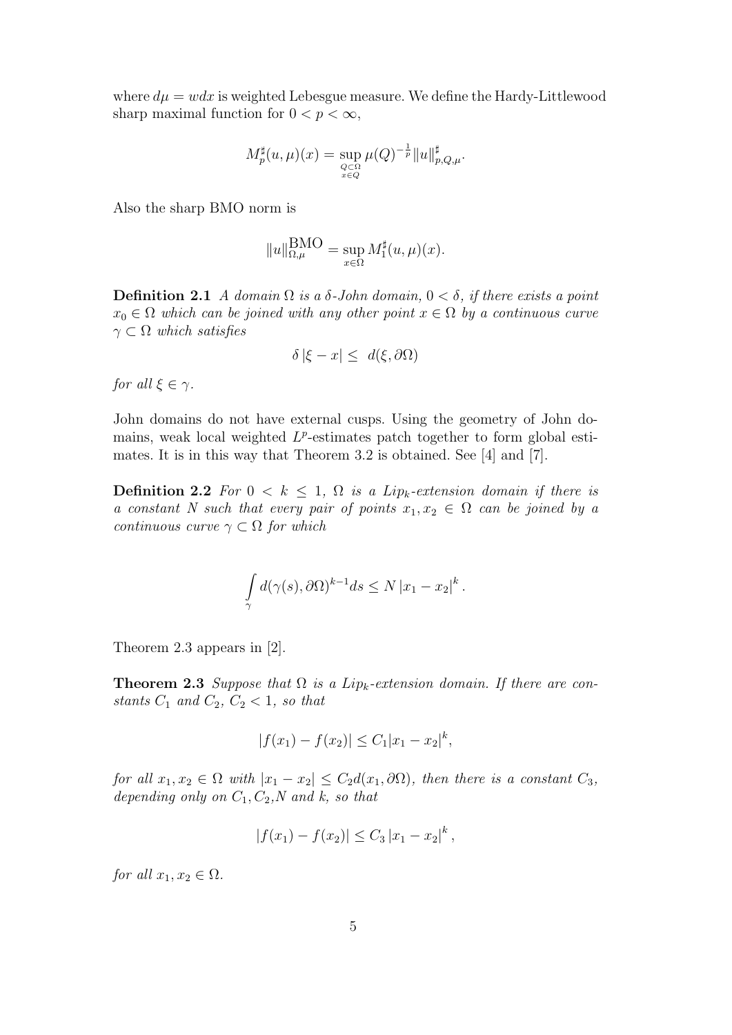where $d\mu = wdx$ is weighted Lebesgue measure. We define the Hardy-Littlewood sharp maximal function for $0 < p < \infty$,

$$M_p^\sharp(u,\mu)(x) = \sup_{\substack{Q \subset \Omega \\ x \in Q}} \mu(Q)^{-\frac{1}{p}} \|u\|_{p,Q,\mu}^\sharp.$$

Also the sharp BMO norm is

$$\|u\|_{\Omega,\mu}^{\mathrm{BMO}} = \sup_{x\in\Omega} M_1^\sharp(u,\mu)(x).$$

**Definition 2.1** *A domain $\Omega$ is a $\delta$-John domain, $0 < \delta$, if there exists a point $x_0 \in \Omega$ which can be joined with any other point $x \in \Omega$ by a continuous curve $\gamma \subset \Omega$ which satisfies*

$$\delta\, |\xi - x| \leq \ d(\xi, \partial\Omega)$$

*for all $\xi \in \gamma$.*

John domains do not have external cusps. Using the geometry of John domains, weak local weighted $L^p$-estimates patch together to form global estimates. It is in this way that Theorem 3.2 is obtained. See [4] and [7].

**Definition 2.2** *For $0 < k \leq 1$, $\Omega$ is a $Lip_k$-extension domain if there is a constant $N$ such that every pair of points $x_1, x_2 \in \Omega$ can be joined by a continuous curve $\gamma \subset \Omega$ for which*

$$\int_\gamma d(\gamma(s), \partial\Omega)^{k-1} ds \leq N\, |x_1 - x_2|^k .$$

Theorem 2.3 appears in [2].

**Theorem 2.3** *Suppose that $\Omega$ is a $Lip_k$-extension domain. If there are constants $C_1$ and $C_2$, $C_2 < 1$, so that*

$$|f(x_1) - f(x_2)| \leq C_1 |x_1 - x_2|^k,$$

*for all $x_1, x_2 \in \Omega$ with $|x_1 - x_2| \leq C_2 d(x_1, \partial\Omega)$, then there is a constant $C_3$, depending only on $C_1, C_2, N$ and $k$, so that*

$$|f(x_1) - f(x_2)| \leq C_3\, |x_1 - x_2|^k ,$$

*for all $x_1, x_2 \in \Omega$.*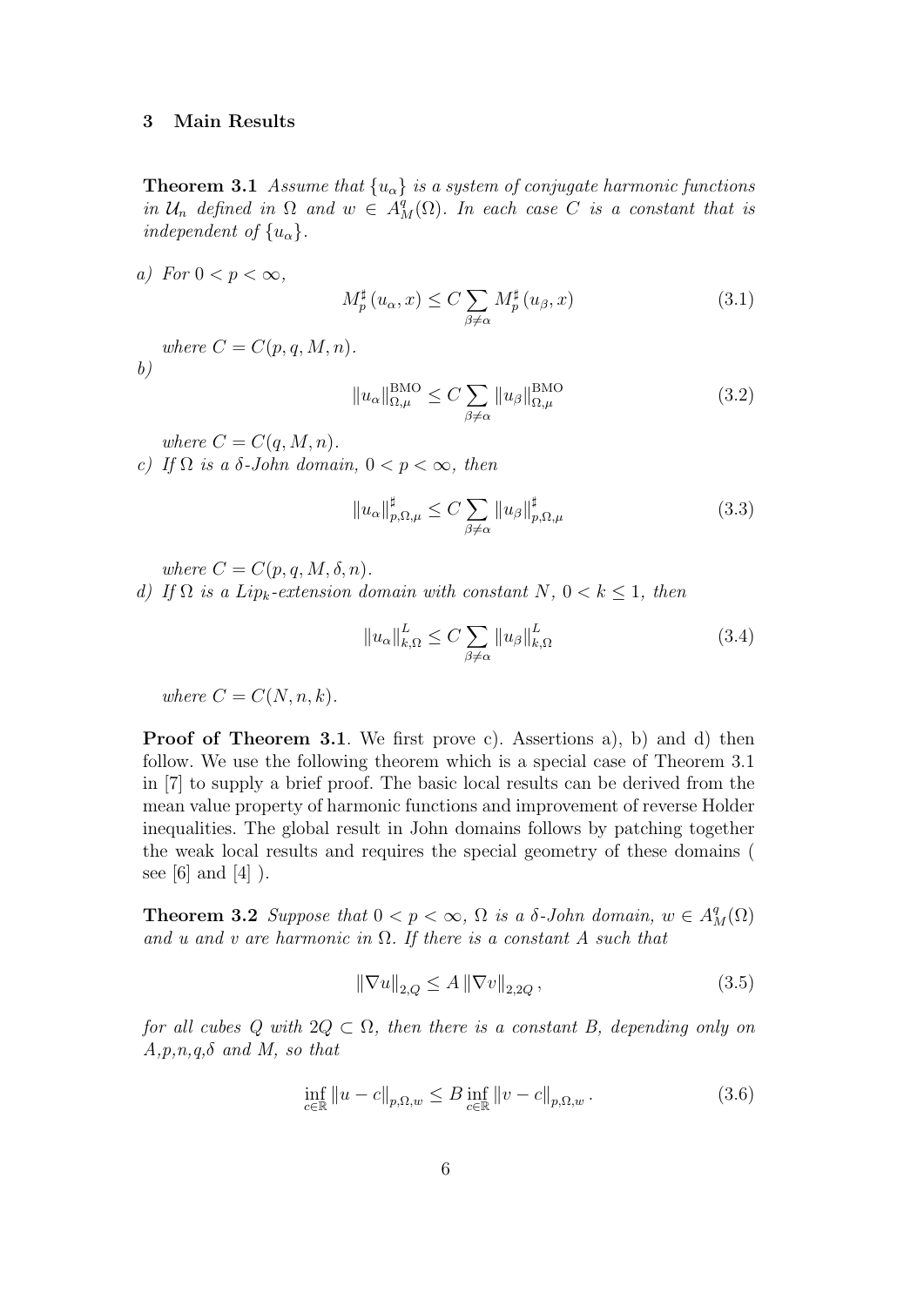## 3 Main Results

**Theorem 3.1** *Assume that $\{u_\alpha\}$ is a system of conjugate harmonic functions in $\mathcal{U}_n$ defined in $\Omega$ and $w \in A^q_M(\Omega)$. In each case $C$ is a constant that is independent of $\{u_\alpha\}$.*

*a) For $0 < p < \infty$,*

$$M^\sharp_p(u_\alpha, x) \le C \sum_{\beta \ne \alpha} M^\sharp_p(u_\beta, x) \tag{3.1}$$

*where $C = C(p, q, M, n)$.*

*b)*

$$\|u_\alpha\|^{\mathrm{BMO}}_{\Omega,\mu} \le C \sum_{\beta \ne \alpha} \|u_\beta\|^{\mathrm{BMO}}_{\Omega,\mu} \tag{3.2}$$

*where $C = C(q, M, n)$.*

*c) If $\Omega$ is a $\delta$-John domain, $0 < p < \infty$, then*

$$\|u_\alpha\|^\sharp_{p,\Omega,\mu} \le C \sum_{\beta \ne \alpha} \|u_\beta\|^\sharp_{p,\Omega,\mu} \tag{3.3}$$

*where $C = C(p, q, M, \delta, n)$.*

*d) If $\Omega$ is a $Lip_k$-extension domain with constant $N$, $0 < k \le 1$, then*

$$\|u_\alpha\|^L_{k,\Omega} \le C \sum_{\beta \ne \alpha} \|u_\beta\|^L_{k,\Omega} \tag{3.4}$$

*where $C = C(N, n, k)$.*

**Proof of Theorem 3.1**. We first prove c). Assertions a), b) and d) then follow. We use the following theorem which is a special case of Theorem 3.1 in [7] to supply a brief proof. The basic local results can be derived from the mean value property of harmonic functions and improvement of reverse Holder inequalities. The global result in John domains follows by patching together the weak local results and requires the special geometry of these domains ( see [6] and [4] ).

**Theorem 3.2** *Suppose that $0 < p < \infty$, $\Omega$ is a $\delta$-John domain, $w \in A^q_M(\Omega)$ and $u$ and $v$ are harmonic in $\Omega$. If there is a constant $A$ such that*

$$\|\nabla u\|_{2,Q} \le A \|\nabla v\|_{2,2Q}, \tag{3.5}$$

*for all cubes $Q$ with $2Q \subset \Omega$, then there is a constant $B$, depending only on $A$,$p$,$n$,$q$,$\delta$ and $M$, so that*

$$\inf_{c \in \mathbb{R}} \|u - c\|_{p,\Omega,w} \le B \inf_{c \in \mathbb{R}} \|v - c\|_{p,\Omega,w}. \tag{3.6}$$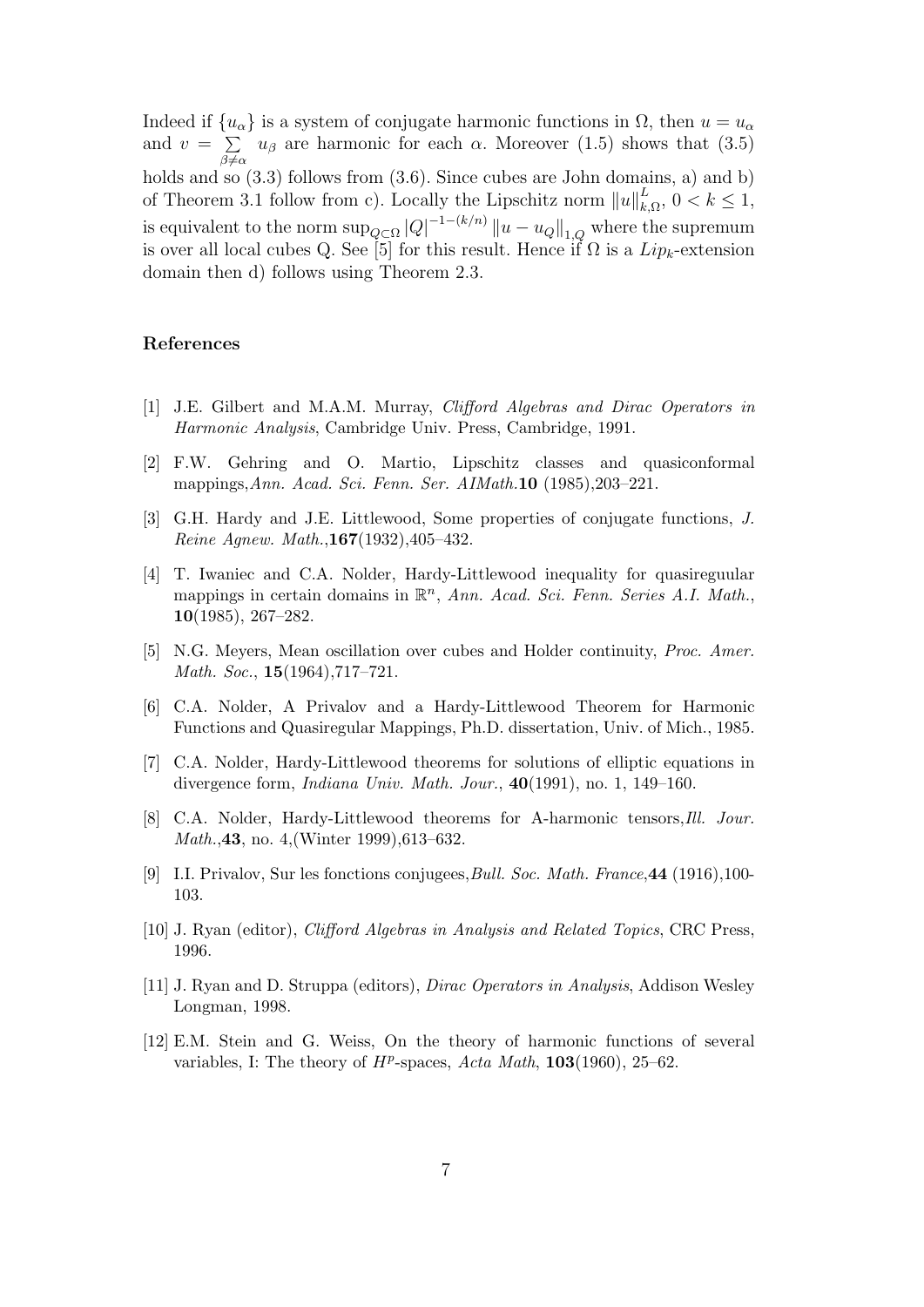Indeed if $\{u_\alpha\}$ is a system of conjugate harmonic functions in $\Omega$, then $u = u_\alpha$ and $v = \sum_{\beta \neq \alpha} u_\beta$ are harmonic for each $\alpha$. Moreover (1.5) shows that (3.5) holds and so (3.3) follows from (3.6). Since cubes are John domains, a) and b) of Theorem 3.1 follow from c). Locally the Lipschitz norm $\|u\|^L_{k,\Omega}$, $0 < k \leq 1$, is equivalent to the norm $\sup_{Q \subset \Omega} |Q|^{-1-(k/n)} \|u - u_Q\|_{1,Q}$ where the supremum is over all local cubes Q. See [5] for this result. Hence if $\Omega$ is a $Lip_k$-extension domain then d) follows using Theorem 2.3.

## References

[1] J.E. Gilbert and M.A.M. Murray, *Clifford Algebras and Dirac Operators in Harmonic Analysis*, Cambridge Univ. Press, Cambridge, 1991.

[2] F.W. Gehring and O. Martio, Lipschitz classes and quasiconformal mappings,*Ann. Acad. Sci. Fenn. Ser. AIMath.***10** (1985),203–221.

[3] G.H. Hardy and J.E. Littlewood, Some properties of conjugate functions, *J. Reine Agnew. Math.*,**167**(1932),405–432.

[4] T. Iwaniec and C.A. Nolder, Hardy-Littlewood inequality for quasireguular mappings in certain domains in $\mathbb{R}^n$, *Ann. Acad. Sci. Fenn. Series A.I. Math.*, **10**(1985), 267–282.

[5] N.G. Meyers, Mean oscillation over cubes and Holder continuity, *Proc. Amer. Math. Soc.*, **15**(1964),717–721.

[6] C.A. Nolder, A Privalov and a Hardy-Littlewood Theorem for Harmonic Functions and Quasiregular Mappings, Ph.D. dissertation, Univ. of Mich., 1985.

[7] C.A. Nolder, Hardy-Littlewood theorems for solutions of elliptic equations in divergence form, *Indiana Univ. Math. Jour.*, **40**(1991), no. 1, 149–160.

[8] C.A. Nolder, Hardy-Littlewood theorems for A-harmonic tensors,*Ill. Jour. Math.*,**43**, no. 4,(Winter 1999),613–632.

[9] I.I. Privalov, Sur les fonctions conjugees,*Bull. Soc. Math. France*,**44** (1916),100-103.

[10] J. Ryan (editor), *Clifford Algebras in Analysis and Related Topics*, CRC Press, 1996.

[11] J. Ryan and D. Struppa (editors), *Dirac Operators in Analysis*, Addison Wesley Longman, 1998.

[12] E.M. Stein and G. Weiss, On the theory of harmonic functions of several variables, I: The theory of $H^p$-spaces, *Acta Math*, **103**(1960), 25–62.